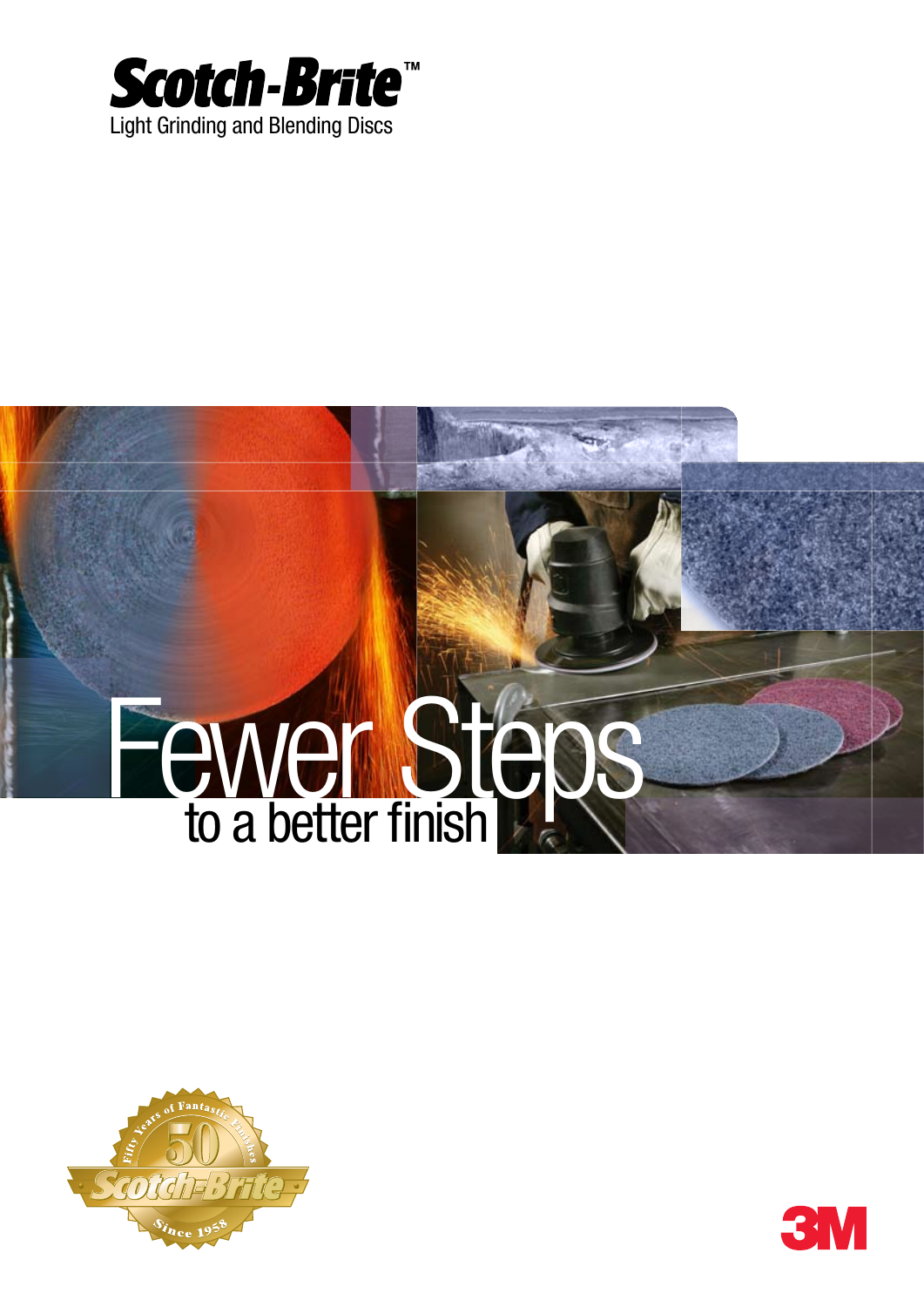# Scotch-Brite™

Light Grinding and Blending Discs

# Fewer Steps

## to a better finish

Fifty Years of Fantastic Finishes

50

Scotch-Brite

Since 1958

3M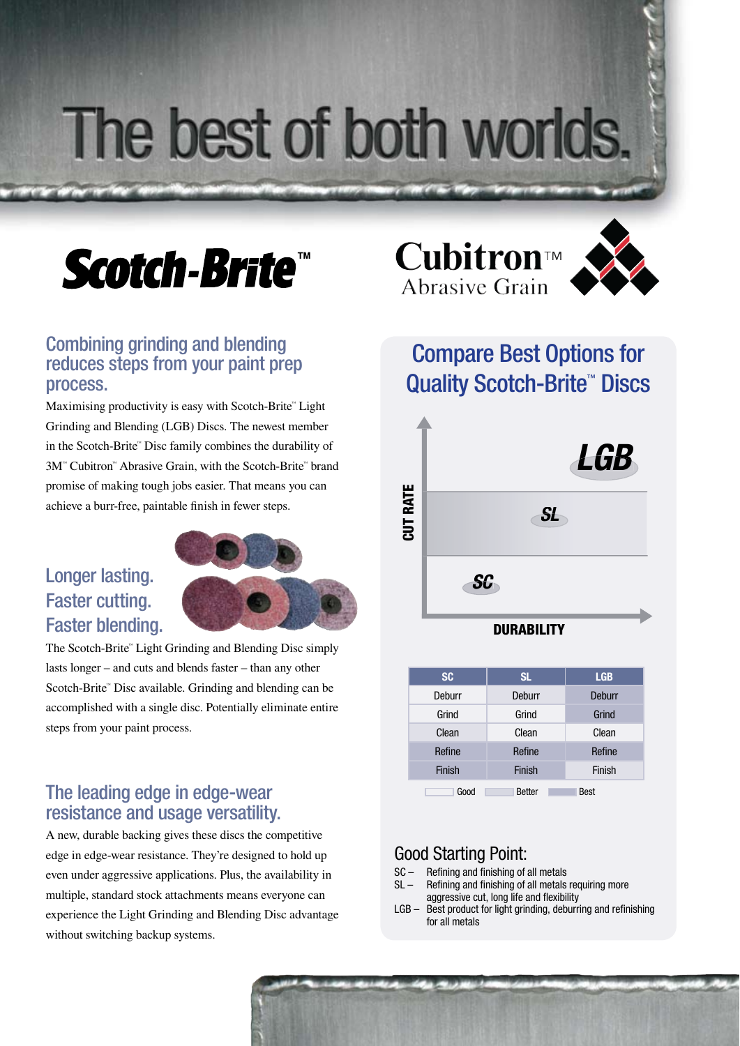# The best of both worlds.

Scotch-Brite™

Cubitron™ Abrasive Grain

## Combining grinding and blending reduces steps from your paint prep process.

Maximising productivity is easy with Scotch-Brite™ Light Grinding and Blending (LGB) Discs. The newest member in the Scotch-Brite™ Disc family combines the durability of 3M™ Cubitron™ Abrasive Grain, with the Scotch-Brite™ brand promise of making tough jobs easier. That means you can achieve a burr-free, paintable finish in fewer steps.

## Longer lasting. Faster cutting. Faster blending.

The Scotch-Brite™ Light Grinding and Blending Disc simply lasts longer – and cuts and blends faster – than any other Scotch-Brite™ Disc available. Grinding and blending can be accomplished with a single disc. Potentially eliminate entire steps from your paint process.

## The leading edge in edge-wear resistance and usage versatility.

A new, durable backing gives these discs the competitive edge in edge-wear resistance. They're designed to hold up even under aggressive applications. Plus, the availability in multiple, standard stock attachments means everyone can experience the Light Grinding and Blending Disc advantage without switching backup systems.

## Compare Best Options for Quality Scotch-Brite™ Discs

CUT RATE / DURABILITY: SC, SL, LGB

| SC | SL | LGB |
|---|---|---|
| Deburr | Deburr | Deburr |
| Grind | Grind | Grind |
| Clean | Clean | Clean |
| Refine | Refine | Refine |
| Finish | Finish | Finish |

Good / Better / Best

### Good Starting Point:

- SC – Refining and finishing of all metals
- SL – Refining and finishing of all metals requiring more aggressive cut, long life and flexibility
- LGB – Best product for light grinding, deburring and refinishing for all metals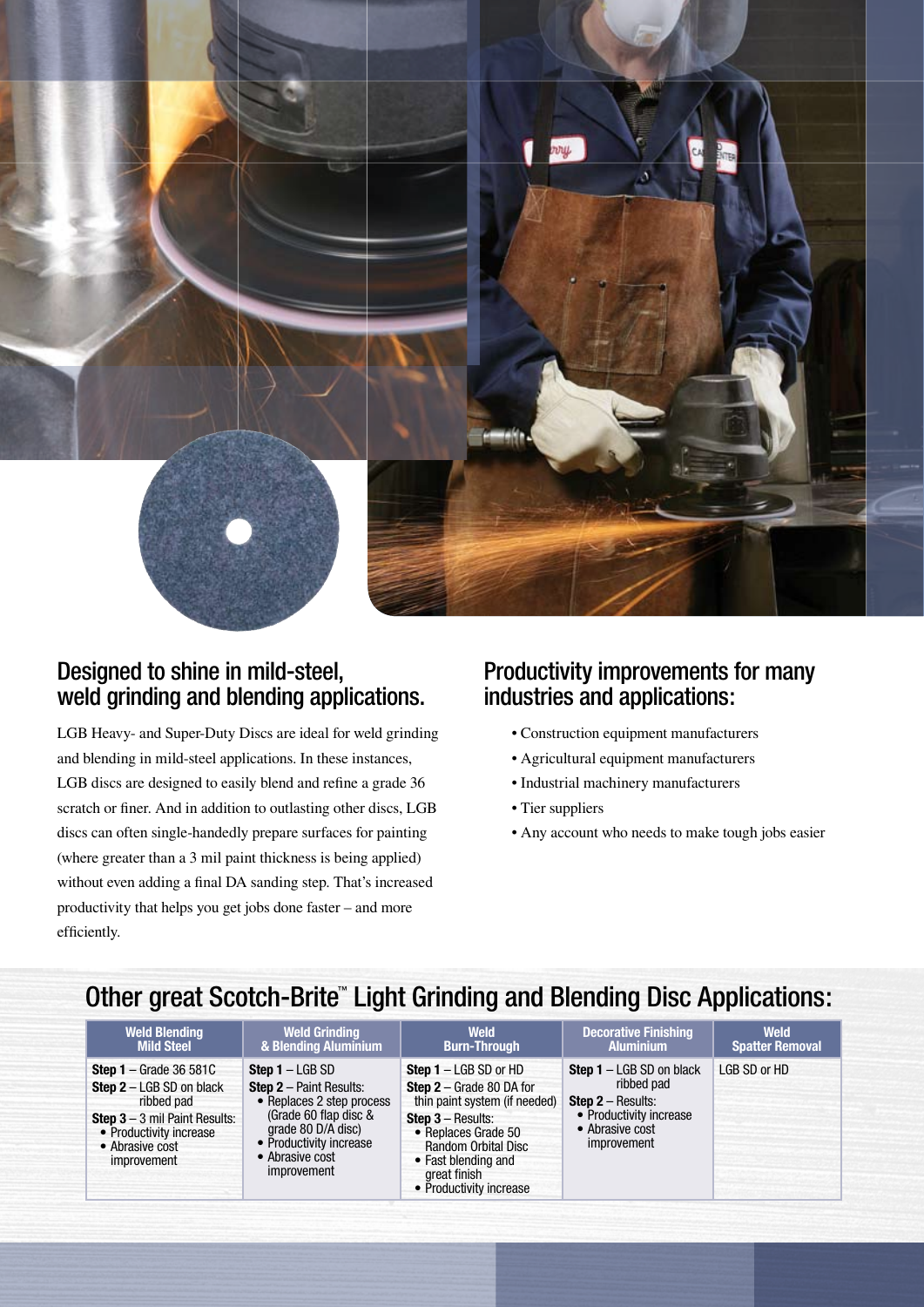## Designed to shine in mild-steel, weld grinding and blending applications.

LGB Heavy- and Super-Duty Discs are ideal for weld grinding and blending in mild-steel applications. In these instances, LGB discs are designed to easily blend and refine a grade 36 scratch or finer. And in addition to outlasting other discs, LGB discs can often single-handedly prepare surfaces for painting (where greater than a 3 mil paint thickness is being applied) without even adding a final DA sanding step. That's increased productivity that helps you get jobs done faster – and more efficiently.

## Productivity improvements for many industries and applications:

- Construction equipment manufacturers
- Agricultural equipment manufacturers
- Industrial machinery manufacturers
- Tier suppliers
- Any account who needs to make tough jobs easier

## Other great Scotch-Brite™ Light Grinding and Blending Disc Applications:

| Weld Blending Mild Steel | Weld Grinding & Blending Aluminium | Weld Burn-Through | Decorative Finishing Aluminium | Weld Spatter Removal |
|---|---|---|---|---|
| **Step 1** – Grade 36 581C<br>**Step 2** – LGB SD on black ribbed pad<br>**Step 3** – 3 mil Paint Results:<br>• Productivity increase<br>• Abrasive cost improvement | **Step 1** – LGB SD<br>**Step 2** – Paint Results:<br>• Replaces 2 step process (Grade 60 flap disc & grade 80 D/A disc)<br>• Productivity increase<br>• Abrasive cost improvement | **Step 1** – LGB SD or HD<br>**Step 2** – Grade 80 DA for thin paint system (if needed)<br>**Step 3** – Results:<br>• Replaces Grade 50 Random Orbital Disc<br>• Fast blending and great finish<br>• Productivity increase | **Step 1** – LGB SD on black ribbed pad<br>**Step 2** – Results:<br>• Productivity increase<br>• Abrasive cost improvement | LGB SD or HD |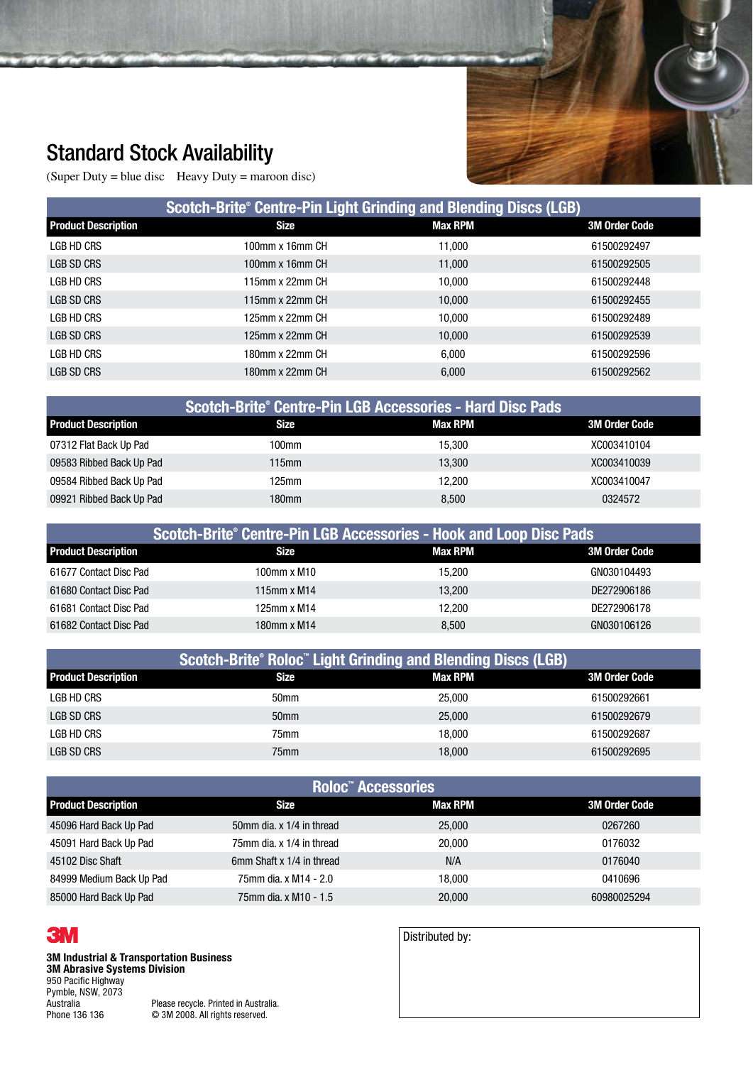# Standard Stock Availability

(Super Duty = blue disc Heavy Duty = maroon disc)

## Scotch-Brite® Centre-Pin Light Grinding and Blending Discs (LGB)

| Product Description | Size | Max RPM | 3M Order Code |
|---|---|---|---|
| LGB HD CRS | 100mm x 16mm CH | 11,000 | 61500292497 |
| LGB SD CRS | 100mm x 16mm CH | 11,000 | 61500292505 |
| LGB HD CRS | 115mm x 22mm CH | 10,000 | 61500292448 |
| LGB SD CRS | 115mm x 22mm CH | 10,000 | 61500292455 |
| LGB HD CRS | 125mm x 22mm CH | 10,000 | 61500292489 |
| LGB SD CRS | 125mm x 22mm CH | 10,000 | 61500292539 |
| LGB HD CRS | 180mm x 22mm CH | 6,000 | 61500292596 |
| LGB SD CRS | 180mm x 22mm CH | 6,000 | 61500292562 |

## Scotch-Brite® Centre-Pin LGB Accessories - Hard Disc Pads

| Product Description | Size | Max RPM | 3M Order Code |
|---|---|---|---|
| 07312 Flat Back Up Pad | 100mm | 15,300 | XC003410104 |
| 09583 Ribbed Back Up Pad | 115mm | 13,300 | XC003410039 |
| 09584 Ribbed Back Up Pad | 125mm | 12,200 | XC003410047 |
| 09921 Ribbed Back Up Pad | 180mm | 8,500 | 0324572 |

## Scotch-Brite® Centre-Pin LGB Accessories - Hook and Loop Disc Pads

| Product Description | Size | Max RPM | 3M Order Code |
|---|---|---|---|
| 61677 Contact Disc Pad | 100mm x M10 | 15,200 | GN030104493 |
| 61680 Contact Disc Pad | 115mm x M14 | 13,200 | DE272906186 |
| 61681 Contact Disc Pad | 125mm x M14 | 12,200 | DE272906178 |
| 61682 Contact Disc Pad | 180mm x M14 | 8,500 | GN030106126 |

## Scotch-Brite® Roloc™ Light Grinding and Blending Discs (LGB)

| Product Description | Size | Max RPM | 3M Order Code |
|---|---|---|---|
| LGB HD CRS | 50mm | 25,000 | 61500292661 |
| LGB SD CRS | 50mm | 25,000 | 61500292679 |
| LGB HD CRS | 75mm | 18,000 | 61500292687 |
| LGB SD CRS | 75mm | 18,000 | 61500292695 |

## Roloc™ Accessories

| Product Description | Size | Max RPM | 3M Order Code |
|---|---|---|---|
| 45096 Hard Back Up Pad | 50mm dia. x 1/4 in thread | 25,000 | 0267260 |
| 45091 Hard Back Up Pad | 75mm dia. x 1/4 in thread | 20,000 | 0176032 |
| 45102 Disc Shaft | 6mm Shaft x 1/4 in thread | N/A | 0176040 |
| 84999 Medium Back Up Pad | 75mm dia. x M14 - 2.0 | 18,000 | 0410696 |
| 85000 Hard Back Up Pad | 75mm dia. x M10 - 1.5 | 20,000 | 60980025294 |

3M

**3M Industrial & Transportation Business**
**3M Abrasive Systems Division**
950 Pacific Highway
Pymble, NSW, 2073
Australia
Phone 136 136

Please recycle. Printed in Australia.
© 3M 2008. All rights reserved.

Distributed by: